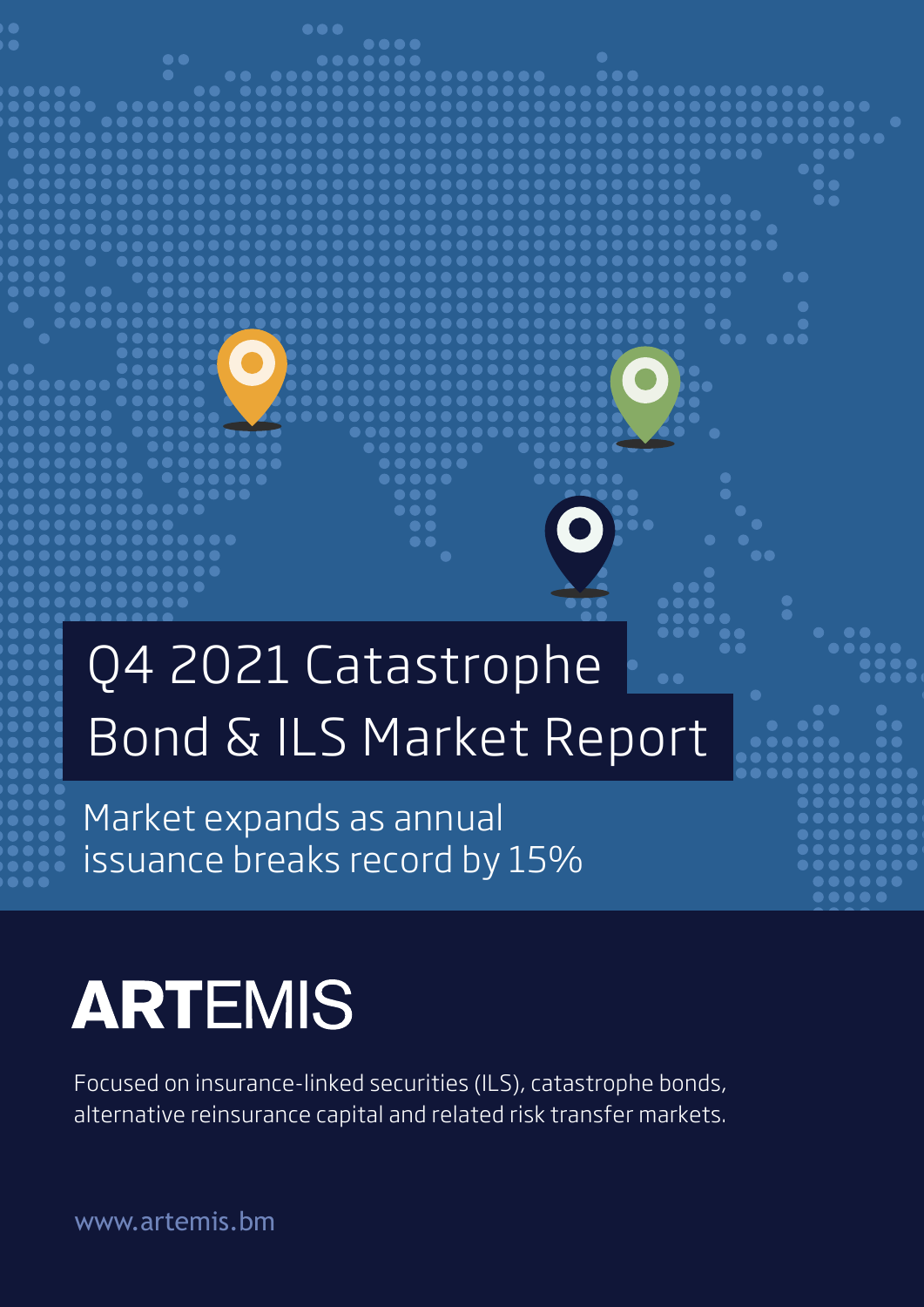# Q4 2021 Catastrophe Bond & ILS Market Report

Market expands as annual issuance breaks record by 15%

**ARTEMIS**

Focused on insurance-linked securities (ILS), catastrophe bonds, alternative reinsurance capital and related risk transfer markets.

www.artemis.bm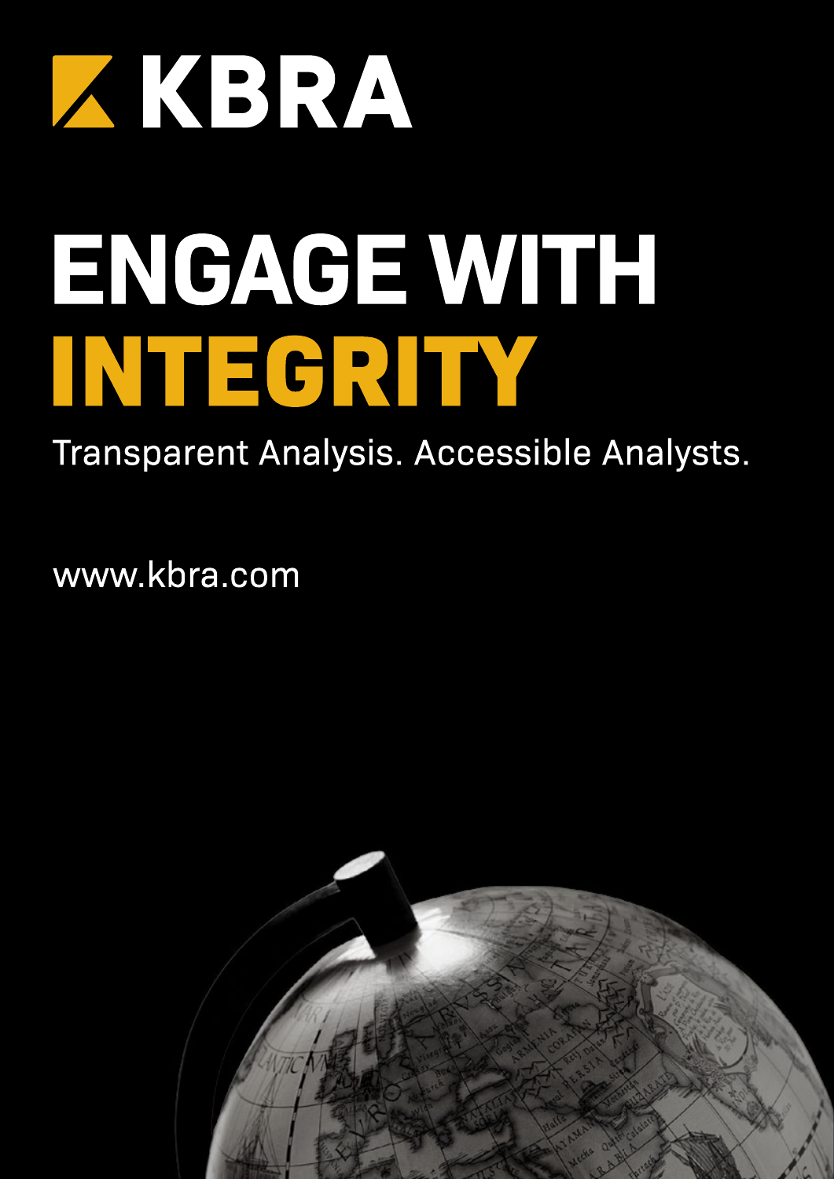KBRA

# ENGAGE WITH INTEGRITY

Transparent Analysis. Accessible Analysts.

www.kbra.com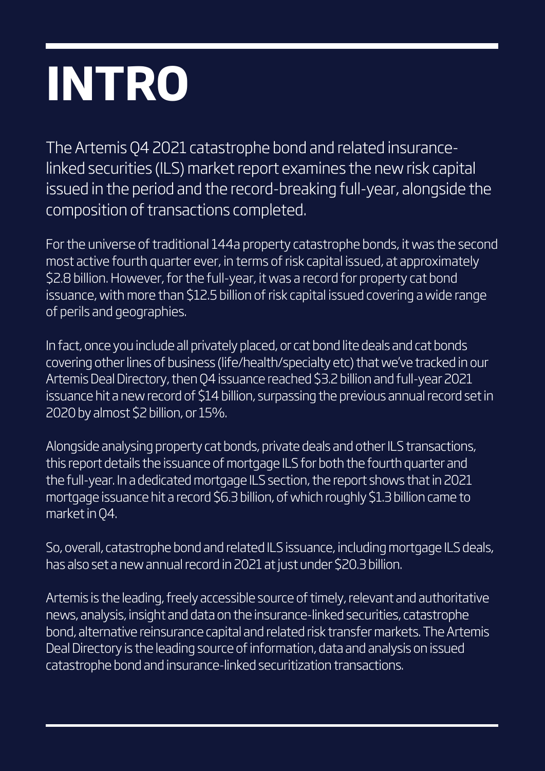# INTRO

The Artemis Q4 2021 catastrophe bond and related insurance-linked securities (ILS) market report examines the new risk capital issued in the period and the record-breaking full-year, alongside the composition of transactions completed.

For the universe of traditional 144a property catastrophe bonds, it was the second most active fourth quarter ever, in terms of risk capital issued, at approximately $2.8 billion. However, for the full-year, it was a record for property cat bond issuance, with more than $12.5 billion of risk capital issued covering a wide range of perils and geographies.

In fact, once you include all privately placed, or cat bond lite deals and cat bonds covering other lines of business (life/health/specialty etc) that we've tracked in our Artemis Deal Directory, then Q4 issuance reached $3.2 billion and full-year 2021 issuance hit a new record of $14 billion, surpassing the previous annual record set in 2020 by almost $2 billion, or 15%.

Alongside analysing property cat bonds, private deals and other ILS transactions, this report details the issuance of mortgage ILS for both the fourth quarter and the full-year. In a dedicated mortgage ILS section, the report shows that in 2021 mortgage issuance hit a record $6.3 billion, of which roughly $1.3 billion came to market in Q4.

So, overall, catastrophe bond and related ILS issuance, including mortgage ILS deals, has also set a new annual record in 2021 at just under $20.3 billion.

Artemis is the leading, freely accessible source of timely, relevant and authoritative news, analysis, insight and data on the insurance-linked securities, catastrophe bond, alternative reinsurance capital and related risk transfer markets. The Artemis Deal Directory is the leading source of information, data and analysis on issued catastrophe bond and insurance-linked securitization transactions.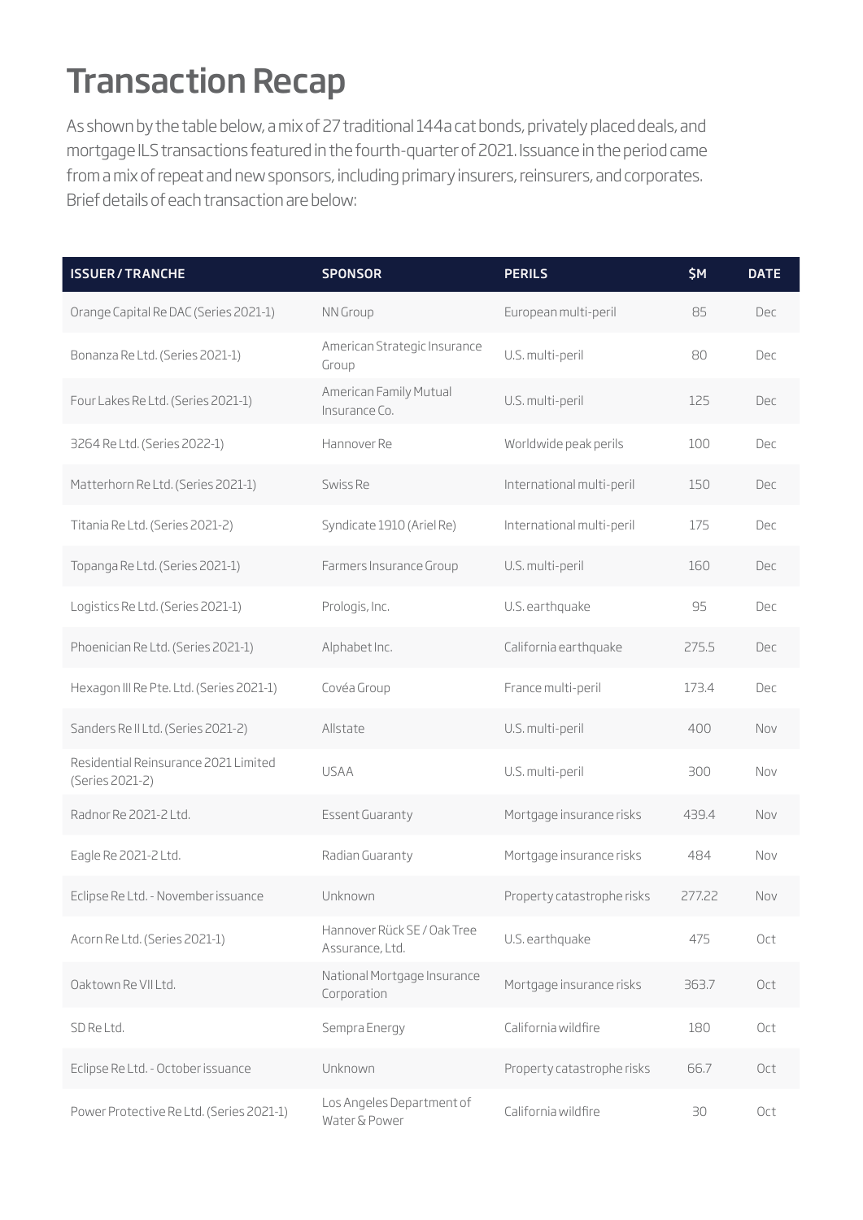# Transaction Recap

As shown by the table below, a mix of 27 traditional 144a cat bonds, privately placed deals, and mortgage ILS transactions featured in the fourth-quarter of 2021. Issuance in the period came from a mix of repeat and new sponsors, including primary insurers, reinsurers, and corporates. Brief details of each transaction are below:

| ISSUER / TRANCHE | SPONSOR | PERILS | $M | DATE |
|---|---|---|---|---|
| Orange Capital Re DAC (Series 2021-1) | NN Group | European multi-peril | 85 | Dec |
| Bonanza Re Ltd. (Series 2021-1) | American Strategic Insurance Group | U.S. multi-peril | 80 | Dec |
| Four Lakes Re Ltd. (Series 2021-1) | American Family Mutual Insurance Co. | U.S. multi-peril | 125 | Dec |
| 3264 Re Ltd. (Series 2022-1) | Hannover Re | Worldwide peak perils | 100 | Dec |
| Matterhorn Re Ltd. (Series 2021-1) | Swiss Re | International multi-peril | 150 | Dec |
| Titania Re Ltd. (Series 2021-2) | Syndicate 1910 (Ariel Re) | International multi-peril | 175 | Dec |
| Topanga Re Ltd. (Series 2021-1) | Farmers Insurance Group | U.S. multi-peril | 160 | Dec |
| Logistics Re Ltd. (Series 2021-1) | Prologis, Inc. | U.S. earthquake | 95 | Dec |
| Phoenician Re Ltd. (Series 2021-1) | Alphabet Inc. | California earthquake | 275.5 | Dec |
| Hexagon III Re Pte. Ltd. (Series 2021-1) | Covéa Group | France multi-peril | 173.4 | Dec |
| Sanders Re II Ltd. (Series 2021-2) | Allstate | U.S. multi-peril | 400 | Nov |
| Residential Reinsurance 2021 Limited (Series 2021-2) | USAA | U.S. multi-peril | 300 | Nov |
| Radnor Re 2021-2 Ltd. | Essent Guaranty | Mortgage insurance risks | 439.4 | Nov |
| Eagle Re 2021-2 Ltd. | Radian Guaranty | Mortgage insurance risks | 484 | Nov |
| Eclipse Re Ltd. - November issuance | Unknown | Property catastrophe risks | 277.22 | Nov |
| Acorn Re Ltd. (Series 2021-1) | Hannover Rück SE / Oak Tree Assurance, Ltd. | U.S. earthquake | 475 | Oct |
| Oaktown Re VII Ltd. | National Mortgage Insurance Corporation | Mortgage insurance risks | 363.7 | Oct |
| SD Re Ltd. | Sempra Energy | California wildfire | 180 | Oct |
| Eclipse Re Ltd. - October issuance | Unknown | Property catastrophe risks | 66.7 | Oct |
| Power Protective Re Ltd. (Series 2021-1) | Los Angeles Department of Water & Power | California wildfire | 30 | Oct |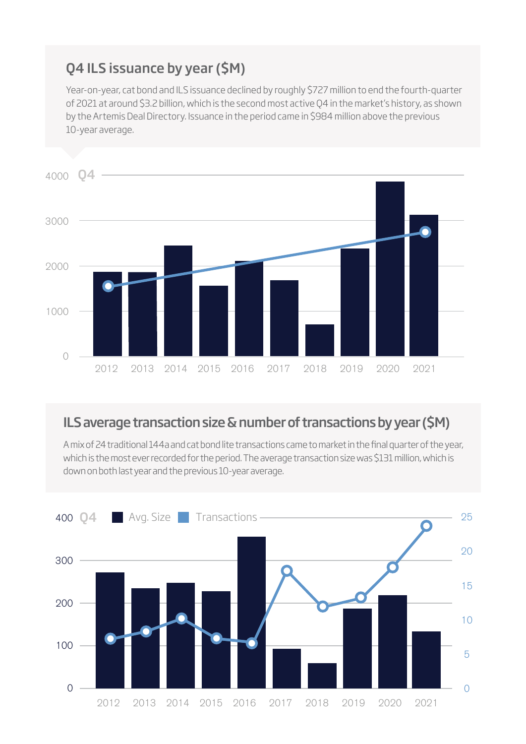## Q4 ILS issuance by year ($M)

Year-on-year, cat bond and ILS issuance declined by roughly $727 million to end the fourth-quarter of 2021 at around $3.2 billion, which is the second most active Q4 in the market's history, as shown by the Artemis Deal Directory. Issuance in the period came in $984 million above the previous 10-year average.

## ILS average transaction size & number of transactions by year ($M)

A mix of 24 traditional 144a and cat bond lite transactions came to market in the final quarter of the year, which is the most ever recorded for the period. The average transaction size was $131 million, which is down on both last year and the previous 10-year average.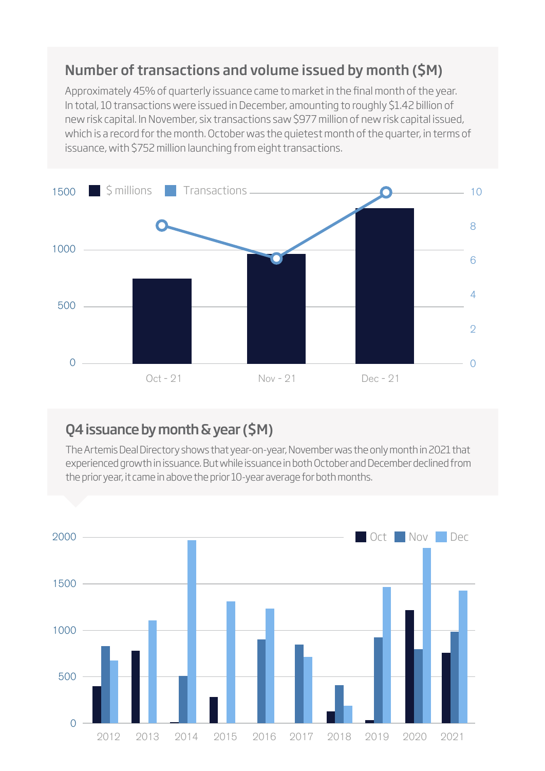## Number of transactions and volume issued by month ($M)

Approximately 45% of quarterly issuance came to market in the final month of the year. In total, 10 transactions were issued in December, amounting to roughly $1.42 billion of new risk capital. In November, six transactions saw $977 million of new risk capital issued, which is a record for the month. October was the quietest month of the quarter, in terms of issuance, with $752 million launching from eight transactions.

## Q4 issuance by month & year ($M)

The Artemis Deal Directory shows that year-on-year, November was the only month in 2021 that experienced growth in issuance. But while issuance in both October and December declined from the prior year, it came in above the prior 10-year average for both months.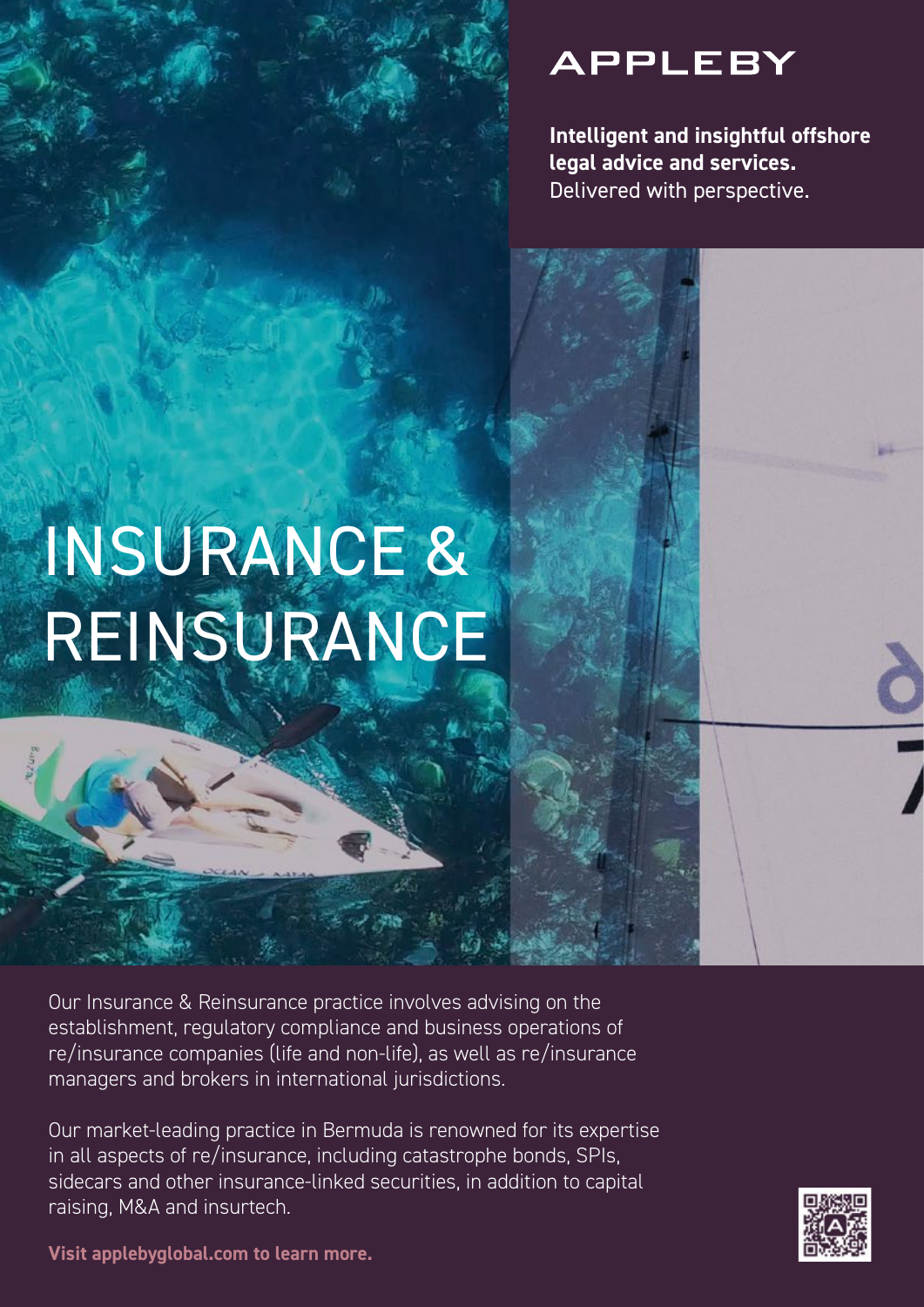APPLEBY

**Intelligent and insightful offshore legal advice and services.** Delivered with perspective.

# INSURANCE & REINSURANCE

Our Insurance & Reinsurance practice involves advising on the establishment, regulatory compliance and business operations of re/insurance companies (life and non-life), as well as re/insurance managers and brokers in international jurisdictions.

Our market-leading practice in Bermuda is renowned for its expertise in all aspects of re/insurance, including catastrophe bonds, SPIs, sidecars and other insurance-linked securities, in addition to capital raising, M&A and insurtech.

**Visit applebyglobal.com to learn more.**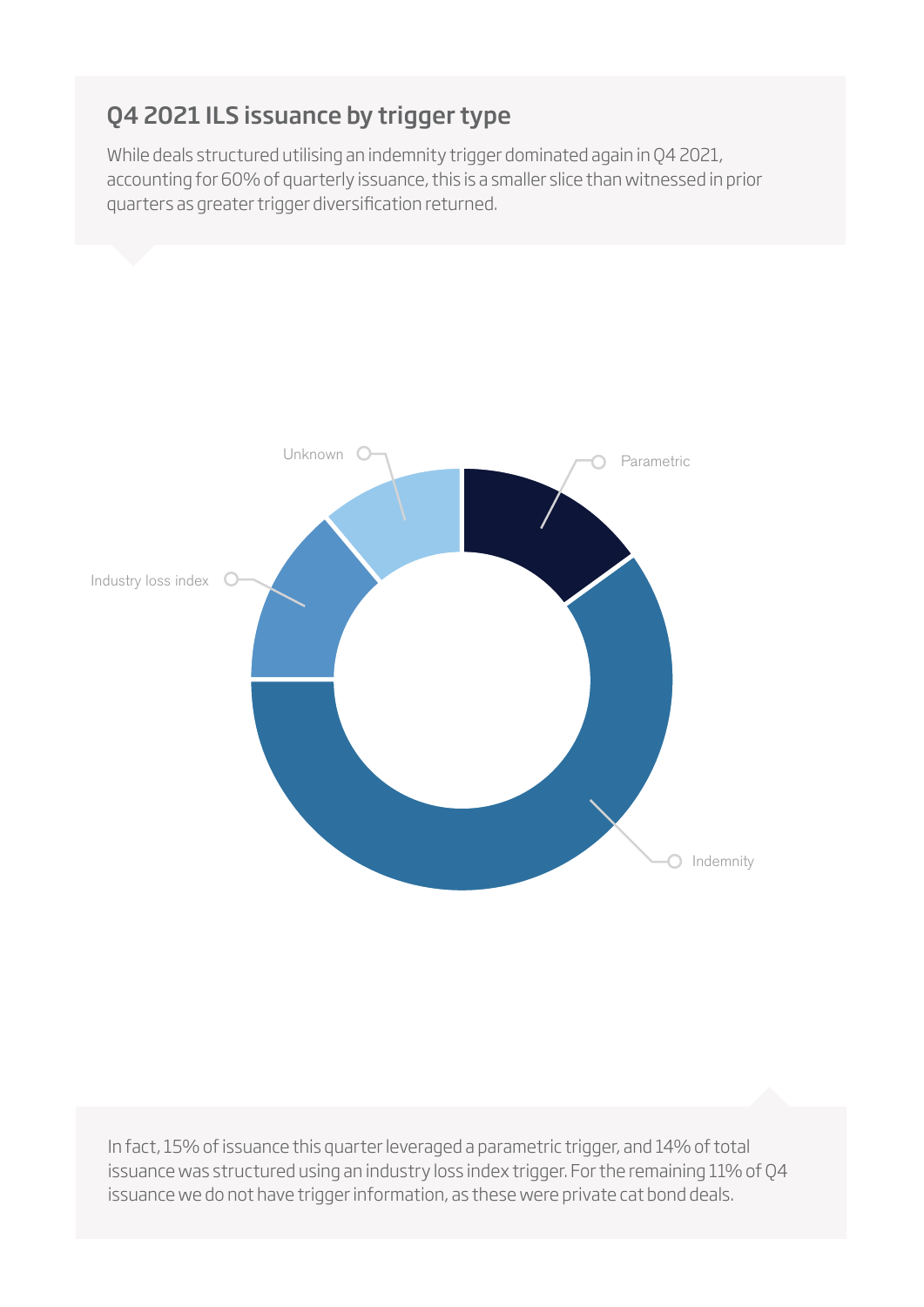## Q4 2021 ILS issuance by trigger type

While deals structured utilising an indemnity trigger dominated again in Q4 2021, accounting for 60% of quarterly issuance, this is a smaller slice than witnessed in prior quarters as greater trigger diversification returned.

Unknown

Parametric

Industry loss index

Indemnity

In fact, 15% of issuance this quarter leveraged a parametric trigger, and 14% of total issuance was structured using an industry loss index trigger. For the remaining 11% of Q4 issuance we do not have trigger information, as these were private cat bond deals.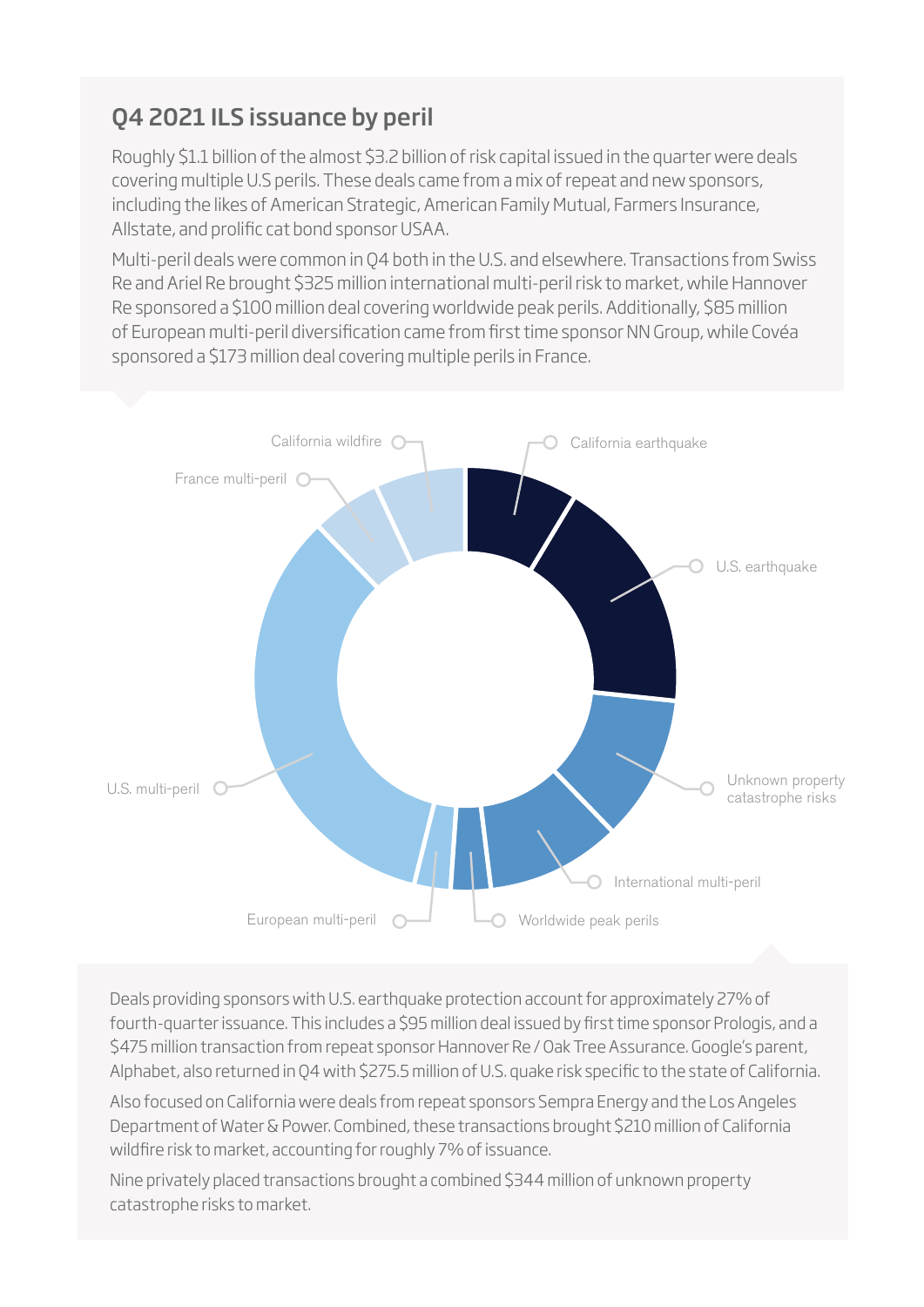## Q4 2021 ILS issuance by peril

Roughly $1.1 billion of the almost $3.2 billion of risk capital issued in the quarter were deals covering multiple U.S perils. These deals came from a mix of repeat and new sponsors, including the likes of American Strategic, American Family Mutual, Farmers Insurance, Allstate, and prolific cat bond sponsor USAA.

Multi-peril deals were common in Q4 both in the U.S. and elsewhere. Transactions from Swiss Re and Ariel Re brought $325 million international multi-peril risk to market, while Hannover Re sponsored a $100 million deal covering worldwide peak perils. Additionally, $85 million of European multi-peril diversification came from first time sponsor NN Group, while Covéa sponsored a $173 million deal covering multiple perils in France.

California wildfire

France multi-peril

California earthquake

U.S. earthquake

Unknown property catastrophe risks

International multi-peril

Worldwide peak perils

European multi-peril

U.S. multi-peril

Deals providing sponsors with U.S. earthquake protection account for approximately 27% of fourth-quarter issuance. This includes a $95 million deal issued by first time sponsor Prologis, and a $475 million transaction from repeat sponsor Hannover Re / Oak Tree Assurance. Google's parent, Alphabet, also returned in Q4 with $275.5 million of U.S. quake risk specific to the state of California.

Also focused on California were deals from repeat sponsors Sempra Energy and the Los Angeles Department of Water & Power. Combined, these transactions brought $210 million of California wildfire risk to market, accounting for roughly 7% of issuance.

Nine privately placed transactions brought a combined $344 million of unknown property catastrophe risks to market.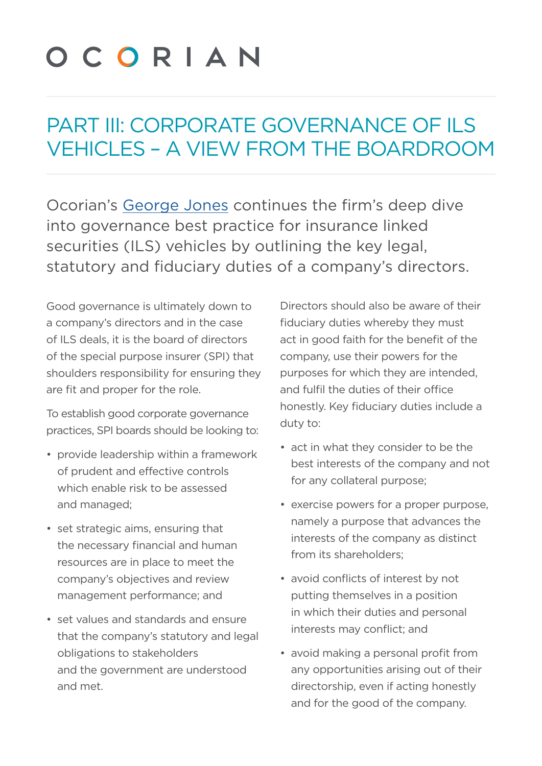# PART III: CORPORATE GOVERNANCE OF ILS VEHICLES – A VIEW FROM THE BOARDROOM

Ocorian's George Jones continues the firm's deep dive into governance best practice for insurance linked securities (ILS) vehicles by outlining the key legal, statutory and fiduciary duties of a company's directors.

Good governance is ultimately down to a company's directors and in the case of ILS deals, it is the board of directors of the special purpose insurer (SPI) that shoulders responsibility for ensuring they are fit and proper for the role.

To establish good corporate governance practices, SPI boards should be looking to:

- provide leadership within a framework of prudent and effective controls which enable risk to be assessed and managed;
- set strategic aims, ensuring that the necessary financial and human resources are in place to meet the company's objectives and review management performance; and
- set values and standards and ensure that the company's statutory and legal obligations to stakeholders and the government are understood and met.

Directors should also be aware of their fiduciary duties whereby they must act in good faith for the benefit of the company, use their powers for the purposes for which they are intended, and fulfil the duties of their office honestly. Key fiduciary duties include a duty to:

- act in what they consider to be the best interests of the company and not for any collateral purpose;
- exercise powers for a proper purpose, namely a purpose that advances the interests of the company as distinct from its shareholders;
- avoid conflicts of interest by not putting themselves in a position in which their duties and personal interests may conflict; and
- avoid making a personal profit from any opportunities arising out of their directorship, even if acting honestly and for the good of the company.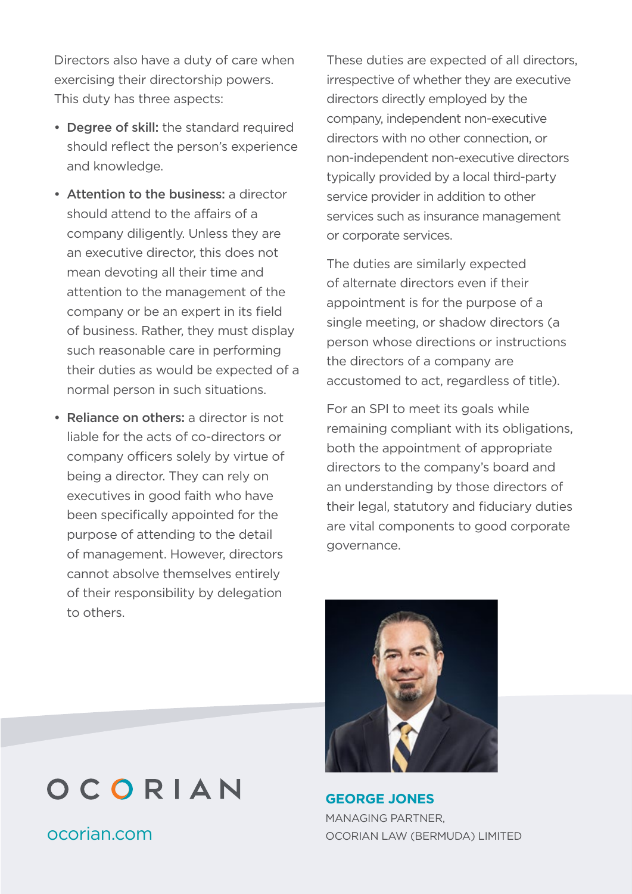Directors also have a duty of care when exercising their directorship powers. This duty has three aspects:

- **Degree of skill:** the standard required should reflect the person's experience and knowledge.
- **Attention to the business:** a director should attend to the affairs of a company diligently. Unless they are an executive director, this does not mean devoting all their time and attention to the management of the company or be an expert in its field of business. Rather, they must display such reasonable care in performing their duties as would be expected of a normal person in such situations.
- **Reliance on others:** a director is not liable for the acts of co-directors or company officers solely by virtue of being a director. They can rely on executives in good faith who have been specifically appointed for the purpose of attending to the detail of management. However, directors cannot absolve themselves entirely of their responsibility by delegation to others.

These duties are expected of all directors, irrespective of whether they are executive directors directly employed by the company, independent non-executive directors with no other connection, or non-independent non-executive directors typically provided by a local third-party service provider in addition to other services such as insurance management or corporate services.

The duties are similarly expected of alternate directors even if their appointment is for the purpose of a single meeting, or shadow directors (a person whose directions or instructions the directors of a company are accustomed to act, regardless of title).

For an SPI to meet its goals while remaining compliant with its obligations, both the appointment of appropriate directors to the company's board and an understanding by those directors of their legal, statutory and fiduciary duties are vital components to good corporate governance.

**GEORGE JONES**
MANAGING PARTNER,
OCORIAN LAW (BERMUDA) LIMITED

OCORIAN

ocorian.com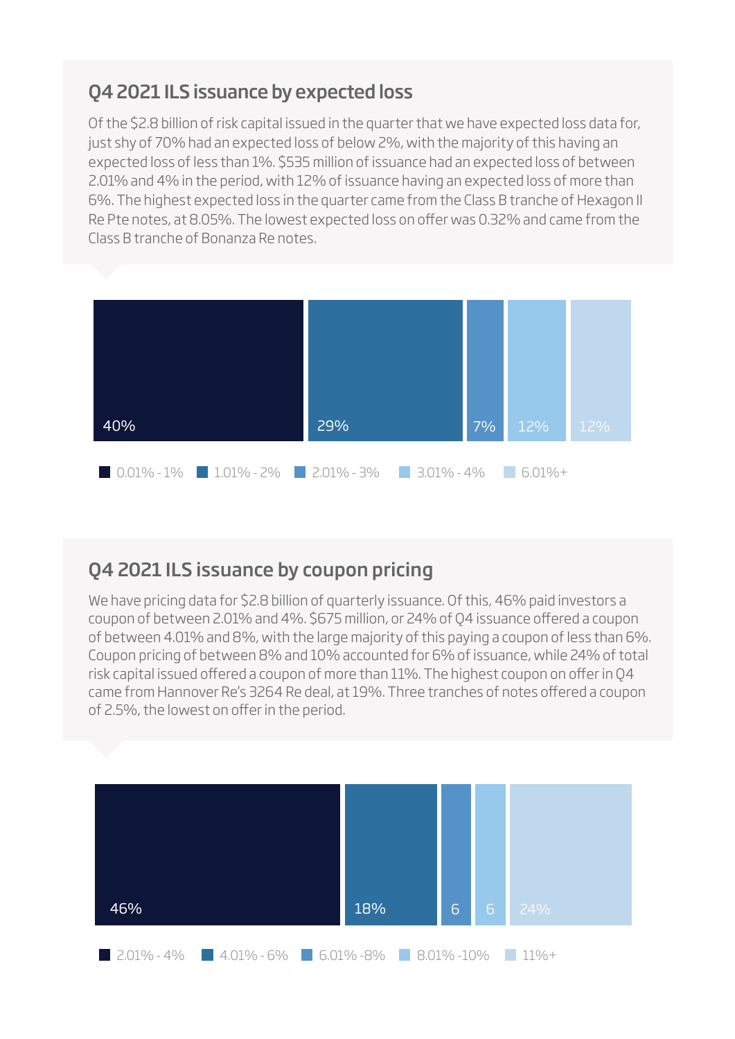## Q4 2021 ILS issuance by expected loss

Of the $2.8 billion of risk capital issued in the quarter that we have expected loss data for, just shy of 70% had an expected loss of below 2%, with the majority of this having an expected loss of less than 1%. $535 million of issuance had an expected loss of between 2.01% and 4% in the period, with 12% of issuance having an expected loss of more than 6%. The highest expected loss in the quarter came from the Class B tranche of Hexagon II Re Pte notes, at 8.05%. The lowest expected loss on offer was 0.32% and came from the Class B tranche of Bonanza Re notes.

| Expected loss | Share |
|---|---|
| 0.01% - 1% | 40% |
| 1.01% - 2% | 29% |
| 2.01% - 3% | 7% |
| 3.01% - 4% | 12% |
| 6.01%+ | 12% |

## Q4 2021 ILS issuance by coupon pricing

We have pricing data for $2.8 billion of quarterly issuance. Of this, 46% paid investors a coupon of between 2.01% and 4%. $675 million, or 24% of Q4 issuance offered a coupon of between 4.01% and 8%, with the large majority of this paying a coupon of less than 6%. Coupon pricing of between 8% and 10% accounted for 6% of issuance, while 24% of total risk capital issued offered a coupon of more than 11%. The highest coupon on offer in Q4 came from Hannover Re's 3264 Re deal, at 19%. Three tranches of notes offered a coupon of 2.5%, the lowest on offer in the period.

| Coupon | Share |
|---|---|
| 2.01% - 4% | 46% |
| 4.01% - 6% | 18% |
| 6.01% -8% | 6 |
| 8.01% -10% | 6 |
| 11%+ | 24% |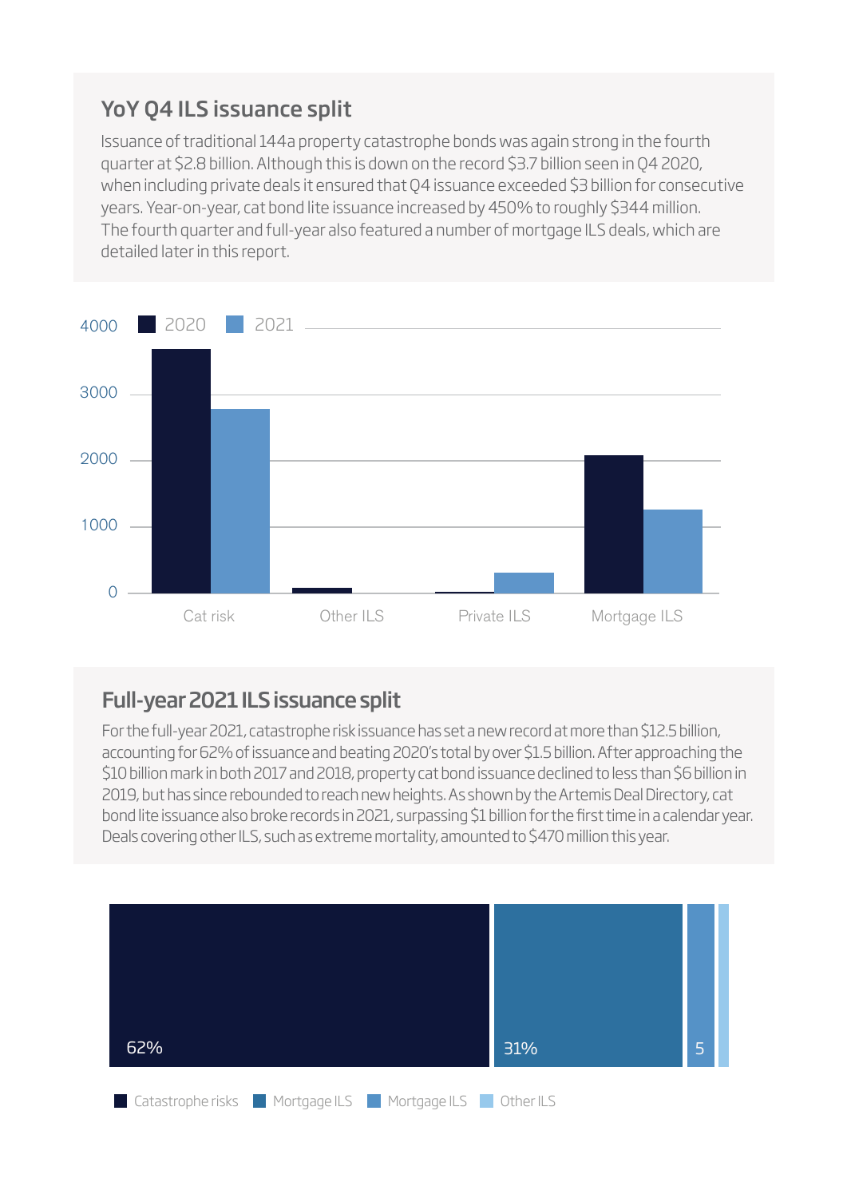## YoY Q4 ILS issuance split

Issuance of traditional 144a property catastrophe bonds was again strong in the fourth quarter at $2.8 billion. Although this is down on the record $3.7 billion seen in Q4 2020, when including private deals it ensured that Q4 issuance exceeded $3 billion for consecutive years. Year-on-year, cat bond lite issuance increased by 450% to roughly $344 million. The fourth quarter and full-year also featured a number of mortgage ILS deals, which are detailed later in this report.

4000 ■ 2020 ■ 2021

3000

2000

1000

0

Cat risk · Other ILS · Private ILS · Mortgage ILS

## Full-year 2021 ILS issuance split

For the full-year 2021, catastrophe risk issuance has set a new record at more than $12.5 billion, accounting for 62% of issuance and beating 2020's total by over $1.5 billion. After approaching the $10 billion mark in both 2017 and 2018, property cat bond issuance declined to less than $6 billion in 2019, but has since rebounded to reach new heights. As shown by the Artemis Deal Directory, cat bond lite issuance also broke records in 2021, surpassing $1 billion for the first time in a calendar year. Deals covering other ILS, such as extreme mortality, amounted to $470 million this year.

62% · 31% · 5

■ Catastrophe risks ■ Mortgage ILS ■ Mortgage ILS ■ Other ILS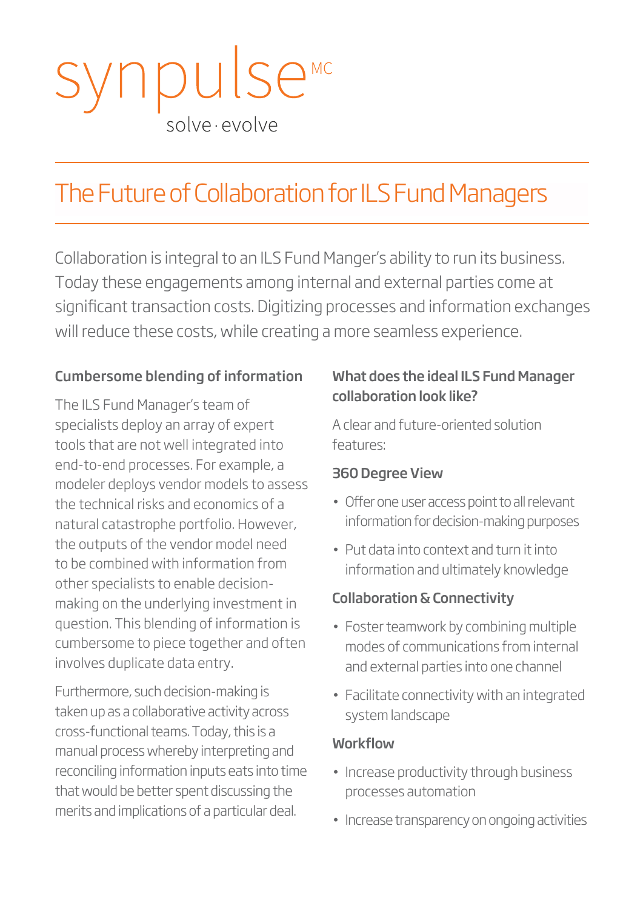synpulse[MC]

solve · evolve

# The Future of Collaboration for ILS Fund Managers

Collaboration is integral to an ILS Fund Manger's ability to run its business. Today these engagements among internal and external parties come at significant transaction costs. Digitizing processes and information exchanges will reduce these costs, while creating a more seamless experience.

### Cumbersome blending of information

The ILS Fund Manager's team of specialists deploy an array of expert tools that are not well integrated into end-to-end processes. For example, a modeler deploys vendor models to assess the technical risks and economics of a natural catastrophe portfolio. However, the outputs of the vendor model need to be combined with information from other specialists to enable decision-making on the underlying investment in question. This blending of information is cumbersome to piece together and often involves duplicate data entry.

Furthermore, such decision-making is taken up as a collaborative activity across cross-functional teams. Today, this is a manual process whereby interpreting and reconciling information inputs eats into time that would be better spent discussing the merits and implications of a particular deal.

### What does the ideal ILS Fund Manager collaboration look like?

A clear and future-oriented solution features:

#### 360 Degree View

- Offer one user access point to all relevant information for decision-making purposes
- Put data into context and turn it into information and ultimately knowledge

#### Collaboration & Connectivity

- Foster teamwork by combining multiple modes of communications from internal and external parties into one channel
- Facilitate connectivity with an integrated system landscape

#### Workflow

- Increase productivity through business processes automation
- Increase transparency on ongoing activities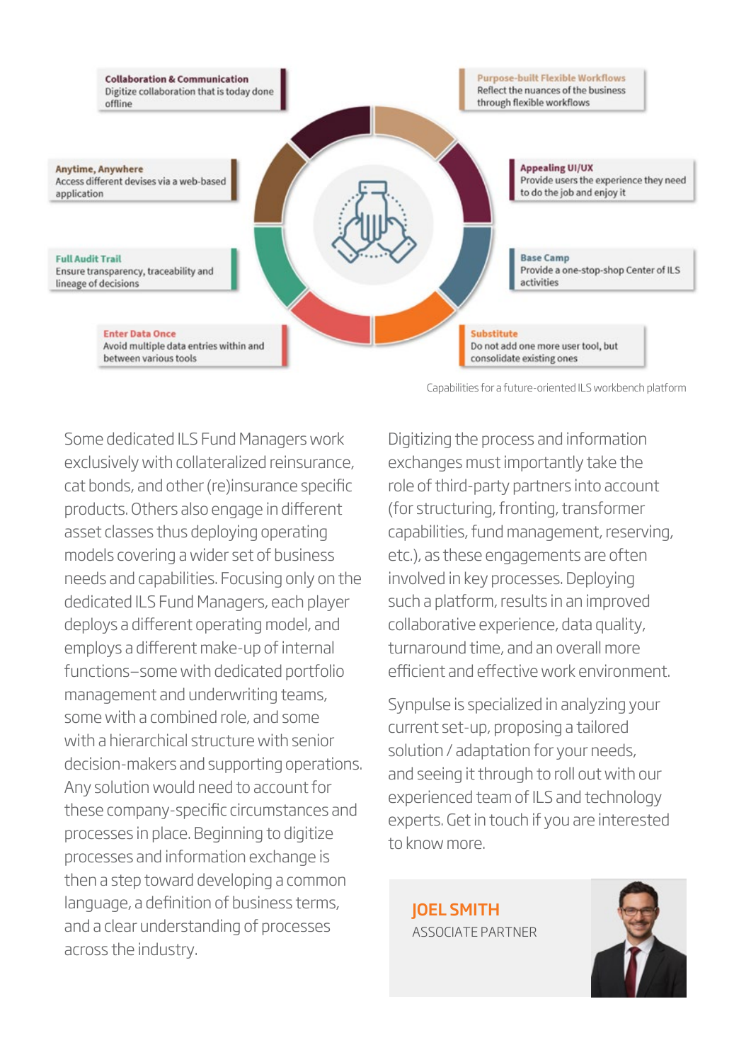**Collaboration & Communication**
Digitize collaboration that is today done offline

**Purpose-built Flexible Workflows**
Reflect the nuances of the business through flexible workflows

**Anytime, Anywhere**
Access different devises via a web-based application

**Appealing UI/UX**
Provide users the experience they need to do the job and enjoy it

**Full Audit Trail**
Ensure transparency, traceability and lineage of decisions

**Base Camp**
Provide a one-stop-shop Center of ILS activities

**Enter Data Once**
Avoid multiple data entries within and between various tools

**Substitute**
Do not add one more user tool, but consolidate existing ones

Capabilities for a future-oriented ILS workbench platform

Some dedicated ILS Fund Managers work exclusively with collateralized reinsurance, cat bonds, and other (re)insurance specific products. Others also engage in different asset classes thus deploying operating models covering a wider set of business needs and capabilities. Focusing only on the dedicated ILS Fund Managers, each player deploys a different operating model, and employs a different make-up of internal functions–some with dedicated portfolio management and underwriting teams, some with a combined role, and some with a hierarchical structure with senior decision-makers and supporting operations. Any solution would need to account for these company-specific circumstances and processes in place. Beginning to digitize processes and information exchange is then a step toward developing a common language, a definition of business terms, and a clear understanding of processes across the industry.

Digitizing the process and information exchanges must importantly take the role of third-party partners into account (for structuring, fronting, transformer capabilities, fund management, reserving, etc.), as these engagements are often involved in key processes. Deploying such a platform, results in an improved collaborative experience, data quality, turnaround time, and an overall more efficient and effective work environment.

Synpulse is specialized in analyzing your current set-up, proposing a tailored solution / adaptation for your needs, and seeing it through to roll out with our experienced team of ILS and technology experts. Get in touch if you are interested to know more.

**JOEL SMITH**
ASSOCIATE PARTNER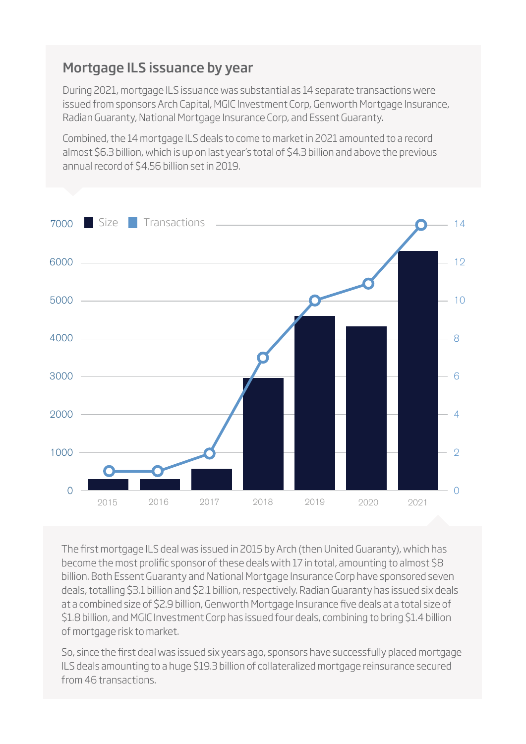## Mortgage ILS issuance by year

During 2021, mortgage ILS issuance was substantial as 14 separate transactions were issued from sponsors Arch Capital, MGIC Investment Corp, Genworth Mortgage Insurance, Radian Guaranty, National Mortgage Insurance Corp, and Essent Guaranty.

Combined, the 14 mortgage ILS deals to come to market in 2021 amounted to a record almost $6.3 billion, which is up on last year's total of $4.3 billion and above the previous annual record of $4.56 billion set in 2019.

The first mortgage ILS deal was issued in 2015 by Arch (then United Guaranty), which has become the most prolific sponsor of these deals with 17 in total, amounting to almost $8 billion. Both Essent Guaranty and National Mortgage Insurance Corp have sponsored seven deals, totalling $3.1 billion and $2.1 billion, respectively. Radian Guaranty has issued six deals at a combined size of $2.9 billion, Genworth Mortgage Insurance five deals at a total size of $1.8 billion, and MGIC Investment Corp has issued four deals, combining to bring $1.4 billion of mortgage risk to market.

So, since the first deal was issued six years ago, sponsors have successfully placed mortgage ILS deals amounting to a huge $19.3 billion of collateralized mortgage reinsurance secured from 46 transactions.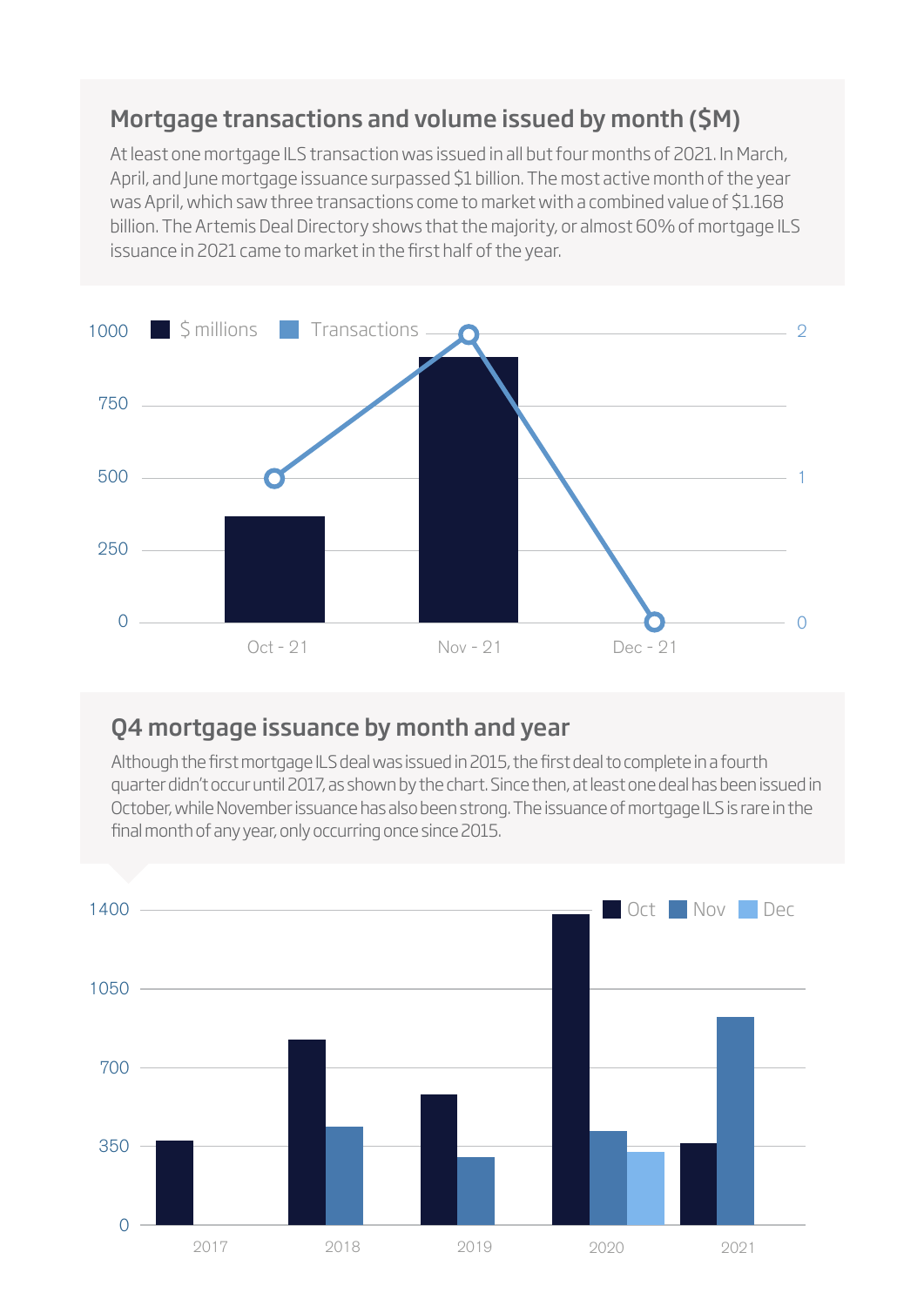## Mortgage transactions and volume issued by month ($M)

At least one mortgage ILS transaction was issued in all but four months of 2021. In March, April, and June mortgage issuance surpassed $1 billion. The most active month of the year was April, which saw three transactions come to market with a combined value of $1.168 billion. The Artemis Deal Directory shows that the majority, or almost 60% of mortgage ILS issuance in 2021 came to market in the first half of the year.

## Q4 mortgage issuance by month and year

Although the first mortgage ILS deal was issued in 2015, the first deal to complete in a fourth quarter didn't occur until 2017, as shown by the chart. Since then, at least one deal has been issued in October, while November issuance has also been strong. The issuance of mortgage ILS is rare in the final month of any year, only occurring once since 2015.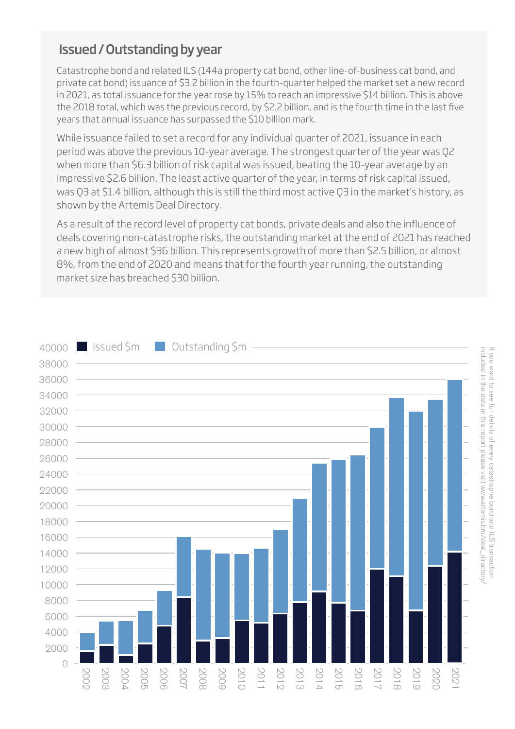## Issued / Outstanding by year

Catastrophe bond and related ILS (144a property cat bond, other line-of-business cat bond, and private cat bond) issuance of $3.2 billion in the fourth-quarter helped the market set a new record in 2021, as total issuance for the year rose by 15% to reach an impressive $14 billion. This is above the 2018 total, which was the previous record, by $2.2 billion, and is the fourth time in the last five years that annual issuance has surpassed the $10 billion mark.

While issuance failed to set a record for any individual quarter of 2021, issuance in each period was above the previous 10-year average. The strongest quarter of the year was Q2 when more than $6.3 billion of risk capital was issued, beating the 10-year average by an impressive $2.6 billion. The least active quarter of the year, in terms of risk capital issued, was Q3 at $1.4 billion, although this is still the third most active Q3 in the market's history, as shown by the Artemis Deal Directory.

As a result of the record level of property cat bonds, private deals and also the influence of deals covering non-catastrophe risks, the outstanding market at the end of 2021 has reached a new high of almost $36 billion. This represents growth of more than $2.5 billion, or almost 8%, from the end of 2020 and means that for the fourth year running, the outstanding market size has breached $30 billion.

If you want to see full details of every catastrophe bond and ILS transaction included in the data in this report please visit www.artemis.bm/deal_directory/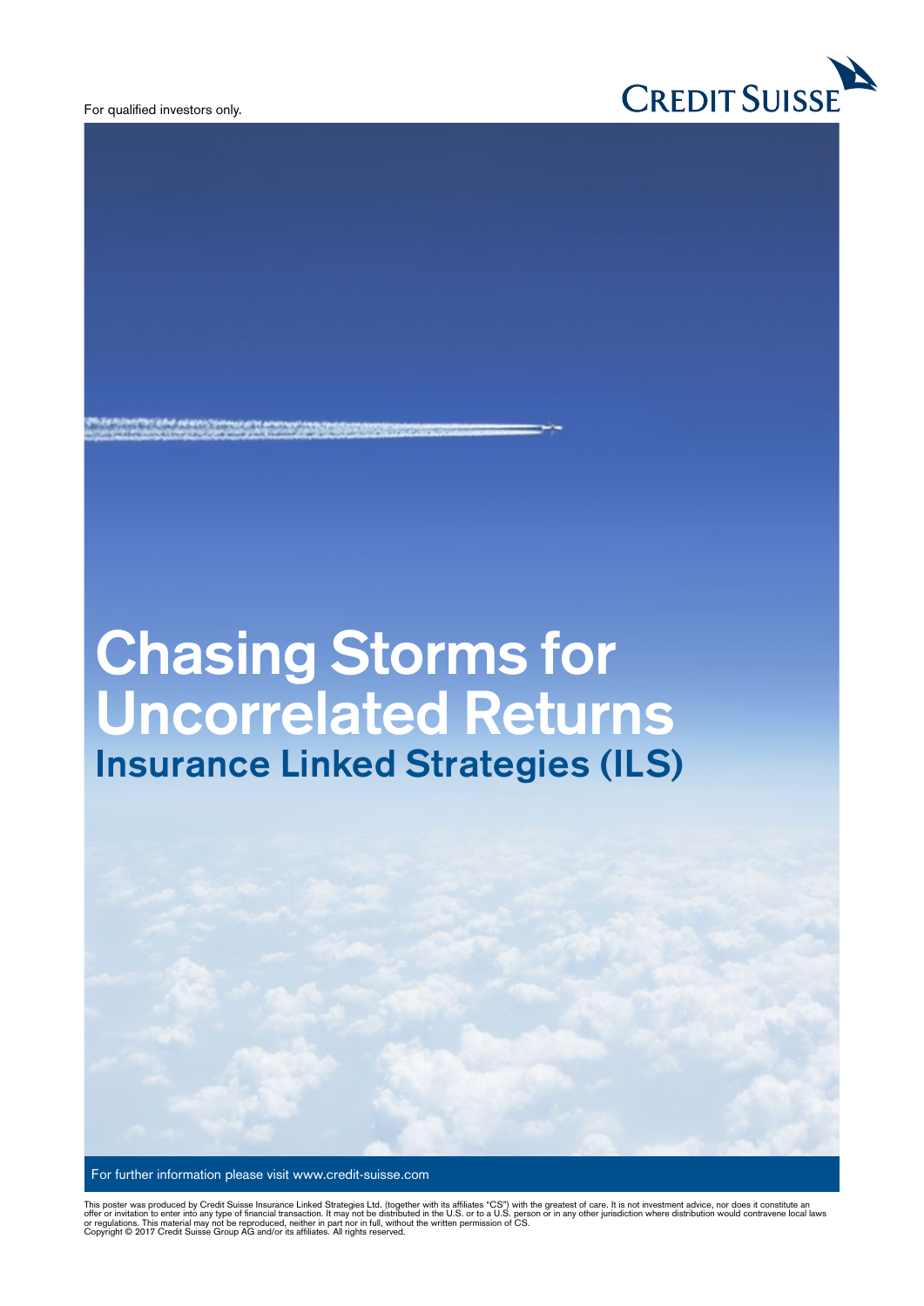For qualified investors only.

CREDIT SUISSE

# Chasing Storms for Uncorrelated Returns

## Insurance Linked Strategies (ILS)

For further information please visit www.credit-suisse.com

This poster was produced by Credit Suisse Insurance Linked Strategies Ltd. (together with its affiliates "CS") with the greatest of care. It is not investment advice, nor does it constitute an offer or invitation to enter into any type of financial transaction. It may not be distributed in the U.S. or to a U.S. person or in any other jurisdiction where distribution would contravene local laws or regulations. This material may not be reproduced, neither in part nor in full, without the written permission of CS.
Copyright © 2017 Credit Suisse Group AG and/or its affiliates. All rights reserved.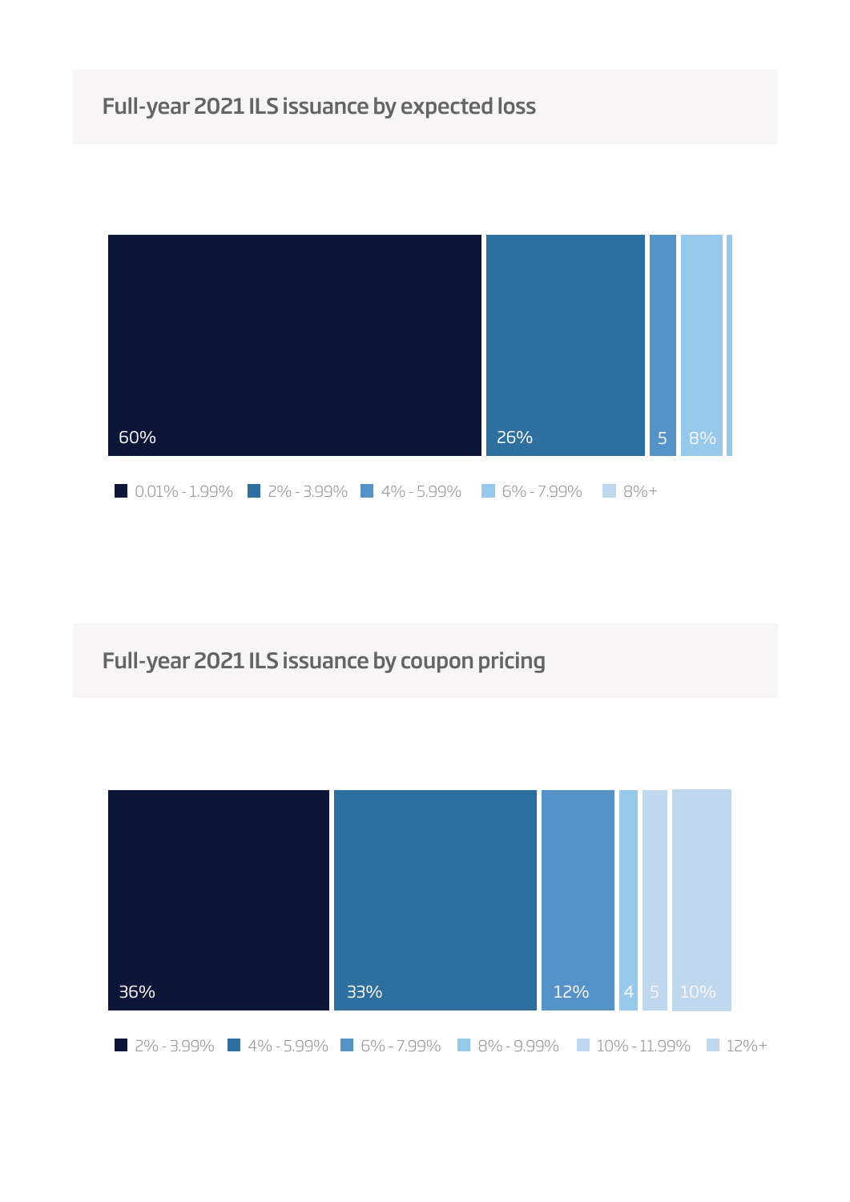## Full-year 2021 ILS issuance by expected loss

| 0.01% - 1.99% | 2% - 3.99% | 4% - 5.99% | 6% - 7.99% | 8%+ |
|---|---|---|---|---|
| 60% | 26% | 5 | 8% | |

## Full-year 2021 ILS issuance by coupon pricing

| 2% - 3.99% | 4% - 5.99% | 6% - 7.99% | 8% - 9.99% | 10% - 11.99% | 12%+ |
|---|---|---|---|---|---|
| 36% | 33% | 12% | 4 | 5 | 10% |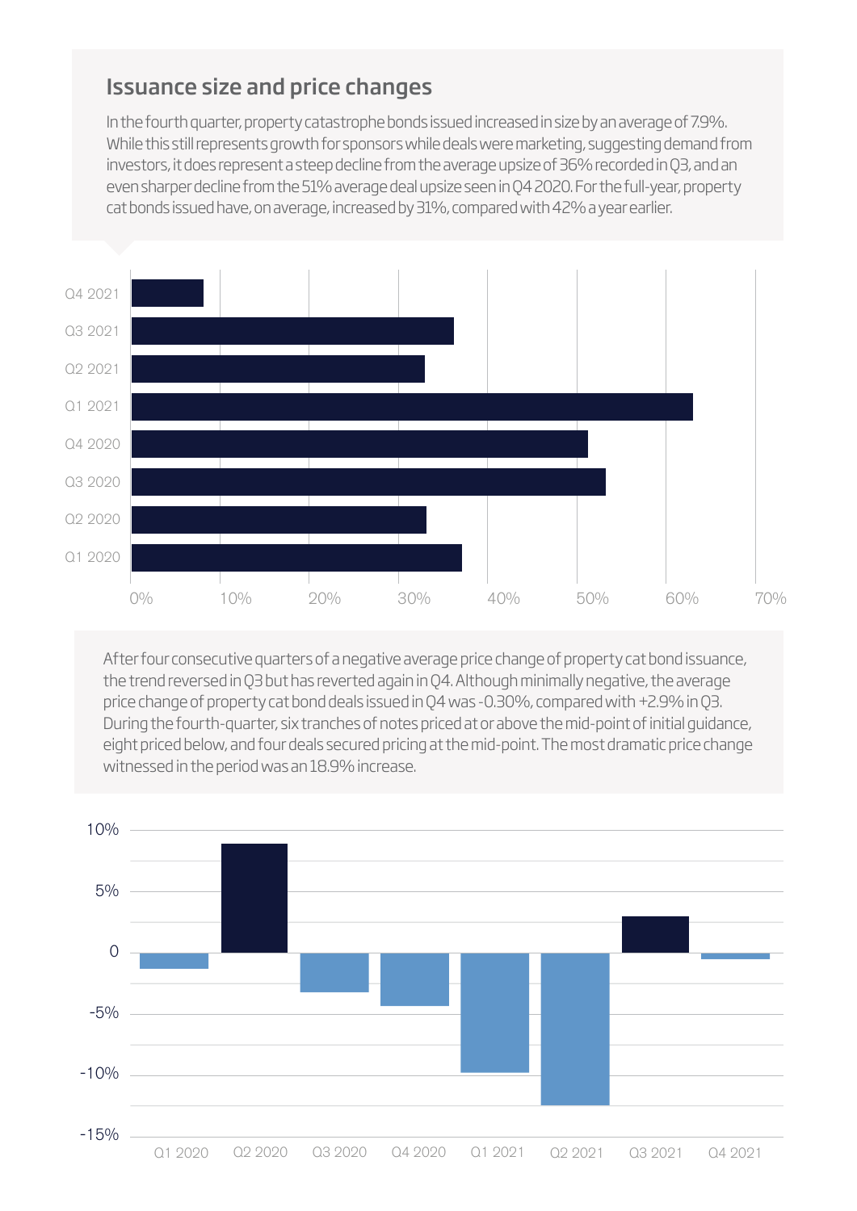## Issuance size and price changes

In the fourth quarter, property catastrophe bonds issued increased in size by an average of 7.9%. While this still represents growth for sponsors while deals were marketing, suggesting demand from investors, it does represent a steep decline from the average upsize of 36% recorded in Q3, and an even sharper decline from the 51% average deal upsize seen in Q4 2020. For the full-year, property cat bonds issued have, on average, increased by 31%, compared with 42% a year earlier.

After four consecutive quarters of a negative average price change of property cat bond issuance, the trend reversed in Q3 but has reverted again in Q4. Although minimally negative, the average price change of property cat bond deals issued in Q4 was -0.30%, compared with +2.9% in Q3. During the fourth-quarter, six tranches of notes priced at or above the mid-point of initial guidance, eight priced below, and four deals secured pricing at the mid-point. The most dramatic price change witnessed in the period was an 18.9% increase.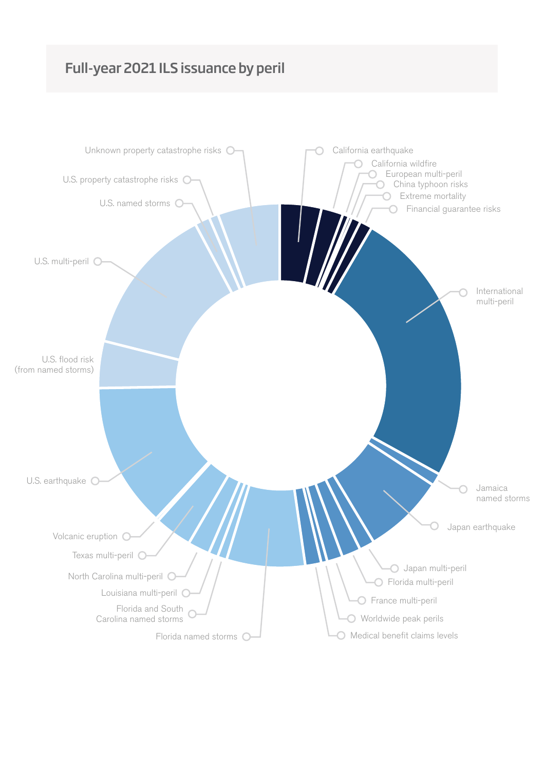## Full-year 2021 ILS issuance by peril

California earthquake
California wildfire
European multi-peril
China typhoon risks
Extreme mortality
Financial guarantee risks
International multi-peril
Jamaica named storms
Japan earthquake
Japan multi-peril
Florida multi-peril
France multi-peril
Worldwide peak perils
Medical benefit claims levels
Florida named storms
Florida and South Carolina named storms
Louisiana multi-peril
North Carolina multi-peril
Texas multi-peril
Volcanic eruption
U.S. earthquake
U.S. flood risk (from named storms)
U.S. multi-peril
U.S. named storms
U.S. property catastrophe risks
Unknown property catastrophe risks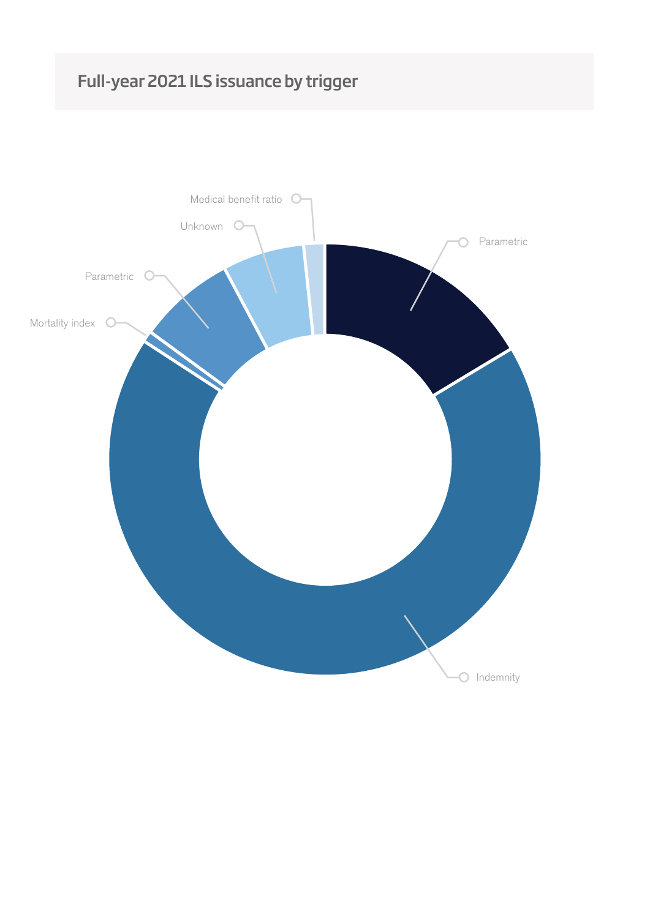## Full-year 2021 ILS issuance by trigger

Medical benefit ratio

Unknown

Parametric

Mortality index

Parametric

Indemnity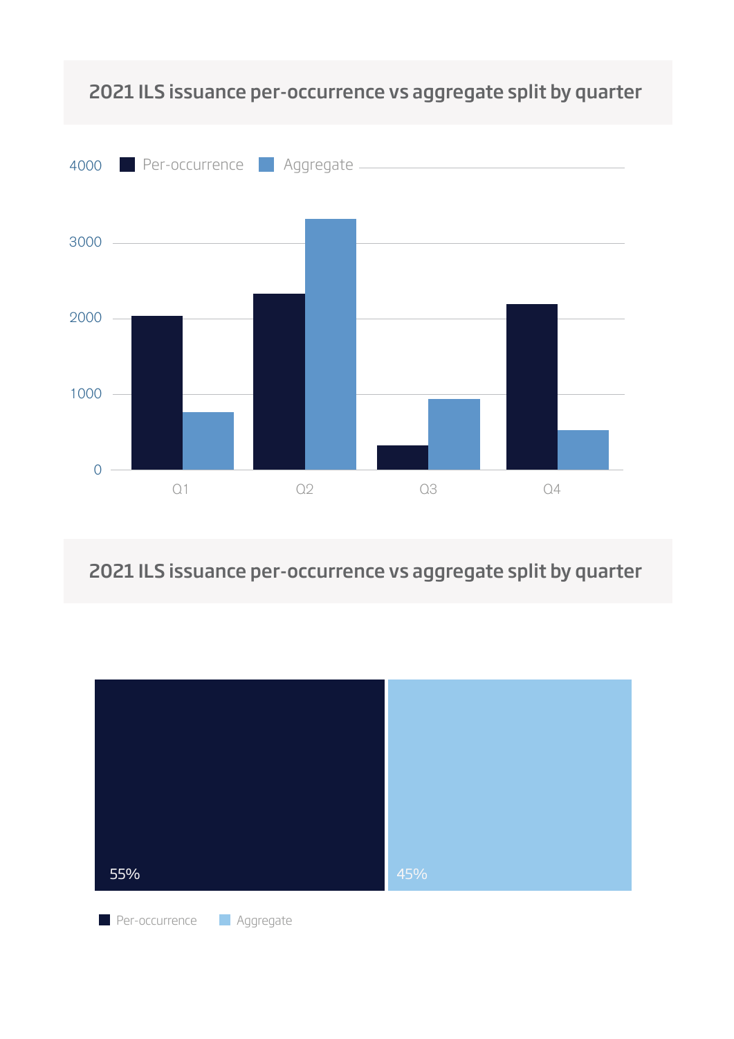## 2021 ILS issuance per-occurrence vs aggregate split by quarter

Per-occurrence | Aggregate

4000

3000

2000

1000

0

Q1 | Q2 | Q3 | Q4

## 2021 ILS issuance per-occurrence vs aggregate split by quarter

55% | 45%

Per-occurrence | Aggregate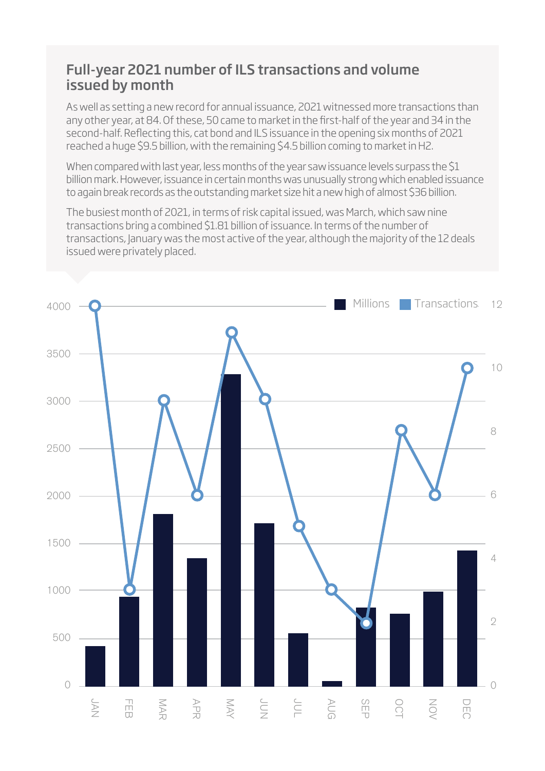## Full-year 2021 number of ILS transactions and volume issued by month

As well as setting a new record for annual issuance, 2021 witnessed more transactions than any other year, at 84. Of these, 50 came to market in the first-half of the year and 34 in the second-half. Reflecting this, cat bond and ILS issuance in the opening six months of 2021 reached a huge $9.5 billion, with the remaining $4.5 billion coming to market in H2.

When compared with last year, less months of the year saw issuance levels surpass the $1 billion mark. However, issuance in certain months was unusually strong which enabled issuance to again break records as the outstanding market size hit a new high of almost $36 billion.

The busiest month of 2021, in terms of risk capital issued, was March, which saw nine transactions bring a combined $1.81 billion of issuance. In terms of the number of transactions, January was the most active of the year, although the majority of the 12 deals issued were privately placed.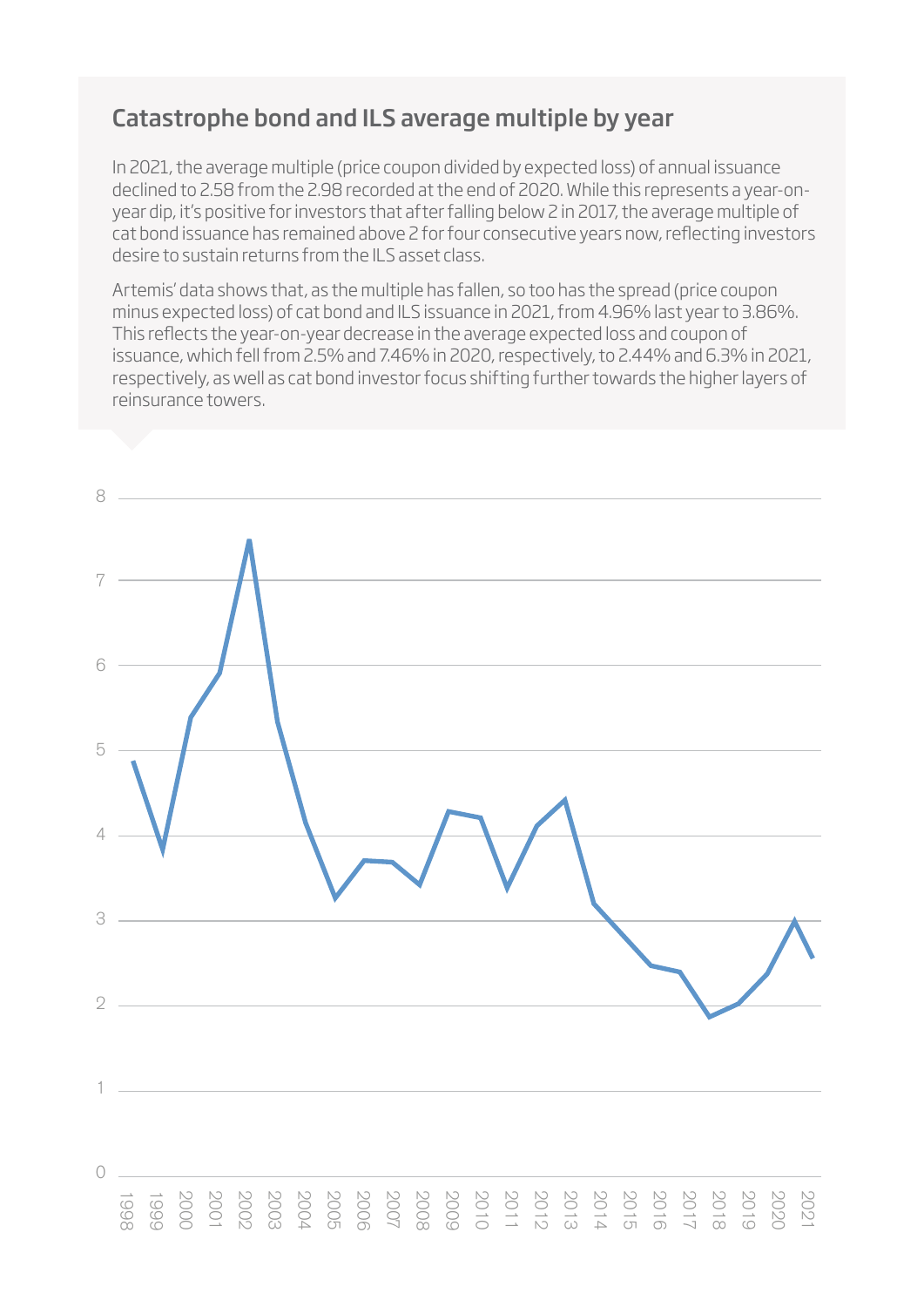## Catastrophe bond and ILS average multiple by year

In 2021, the average multiple (price coupon divided by expected loss) of annual issuance declined to 2.58 from the 2.98 recorded at the end of 2020. While this represents a year-on-year dip, it's positive for investors that after falling below 2 in 2017, the average multiple of cat bond issuance has remained above 2 for four consecutive years now, reflecting investors desire to sustain returns from the ILS asset class.

Artemis' data shows that, as the multiple has fallen, so too has the spread (price coupon minus expected loss) of cat bond and ILS issuance in 2021, from 4.96% last year to 3.86%. This reflects the year-on-year decrease in the average expected loss and coupon of issuance, which fell from 2.5% and 7.46% in 2020, respectively, to 2.44% and 6.3% in 2021, respectively, as well as cat bond investor focus shifting further towards the higher layers of reinsurance towers.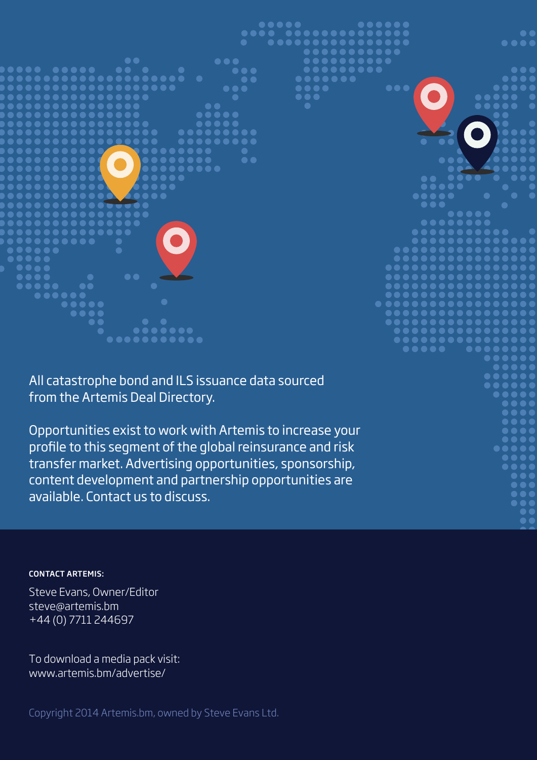All catastrophe bond and ILS issuance data sourced from the Artemis Deal Directory.

Opportunities exist to work with Artemis to increase your profile to this segment of the global reinsurance and risk transfer market. Advertising opportunities, sponsorship, content development and partnership opportunities are available. Contact us to discuss.

**CONTACT ARTEMIS:**

Steve Evans, Owner/Editor
steve@artemis.bm
+44 (0) 7711 244697

To download a media pack visit:
www.artemis.bm/advertise/

Copyright 2014 Artemis.bm, owned by Steve Evans Ltd.